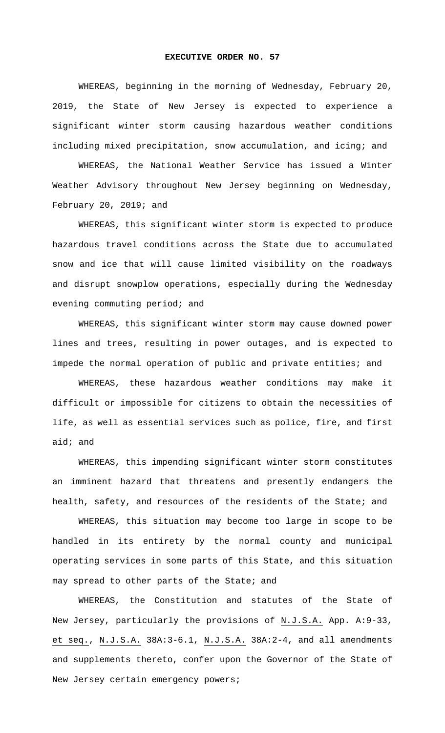**EXECUTIVE ORDER NO. 57**

WHEREAS, beginning in the morning of Wednesday, February 20, 2019, the State of New Jersey is expected to experience a significant winter storm causing hazardous weather conditions including mixed precipitation, snow accumulation, and icing; and

WHEREAS, the National Weather Service has issued a Winter Weather Advisory throughout New Jersey beginning on Wednesday, February 20, 2019; and

WHEREAS, this significant winter storm is expected to produce hazardous travel conditions across the State due to accumulated snow and ice that will cause limited visibility on the roadways and disrupt snowplow operations, especially during the Wednesday evening commuting period; and

WHEREAS, this significant winter storm may cause downed power lines and trees, resulting in power outages, and is expected to impede the normal operation of public and private entities; and

WHEREAS, these hazardous weather conditions may make it difficult or impossible for citizens to obtain the necessities of life, as well as essential services such as police, fire, and first aid; and

WHEREAS, this impending significant winter storm constitutes an imminent hazard that threatens and presently endangers the health, safety, and resources of the residents of the State; and

WHEREAS, this situation may become too large in scope to be handled in its entirety by the normal county and municipal operating services in some parts of this State, and this situation may spread to other parts of the State; and

WHEREAS, the Constitution and statutes of the State of New Jersey, particularly the provisions of N.J.S.A. App. A:9-33, et seq., N.J.S.A. 38A:3-6.1, N.J.S.A. 38A:2-4, and all amendments and supplements thereto, confer upon the Governor of the State of New Jersey certain emergency powers;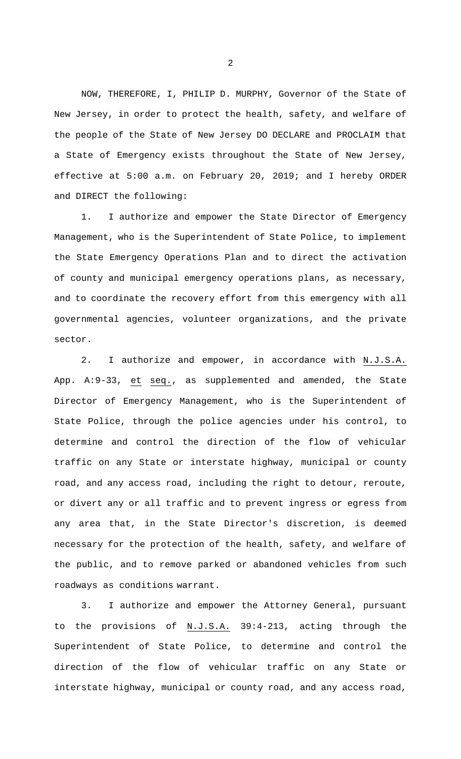NOW, THEREFORE, I, PHILIP D. MURPHY, Governor of the State of New Jersey, in order to protect the health, safety, and welfare of the people of the State of New Jersey DO DECLARE and PROCLAIM that a State of Emergency exists throughout the State of New Jersey, effective at 5:00 a.m. on February 20, 2019; and I hereby ORDER and DIRECT the following:

1. I authorize and empower the State Director of Emergency Management, who is the Superintendent of State Police, to implement the State Emergency Operations Plan and to direct the activation of county and municipal emergency operations plans, as necessary, and to coordinate the recovery effort from this emergency with all governmental agencies, volunteer organizations, and the private sector.

2. I authorize and empower, in accordance with N.J.S.A. App. A:9-33, et seq., as supplemented and amended, the State Director of Emergency Management, who is the Superintendent of State Police, through the police agencies under his control, to determine and control the direction of the flow of vehicular traffic on any State or interstate highway, municipal or county road, and any access road, including the right to detour, reroute, or divert any or all traffic and to prevent ingress or egress from any area that, in the State Director's discretion, is deemed necessary for the protection of the health, safety, and welfare of the public, and to remove parked or abandoned vehicles from such roadways as conditions warrant.

3. I authorize and empower the Attorney General, pursuant to the provisions of N.J.S.A. 39:4-213, acting through the Superintendent of State Police, to determine and control the direction of the flow of vehicular traffic on any State or interstate highway, municipal or county road, and any access road,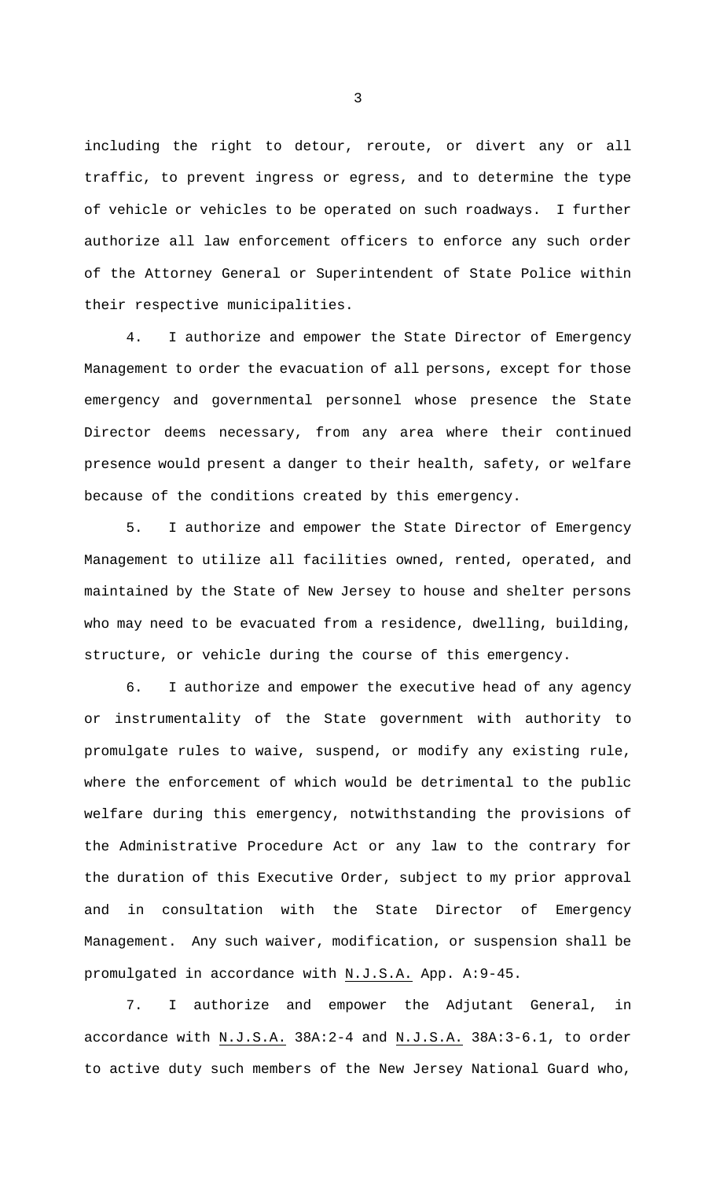including the right to detour, reroute, or divert any or all traffic, to prevent ingress or egress, and to determine the type of vehicle or vehicles to be operated on such roadways. I further authorize all law enforcement officers to enforce any such order of the Attorney General or Superintendent of State Police within their respective municipalities.

4. I authorize and empower the State Director of Emergency Management to order the evacuation of all persons, except for those emergency and governmental personnel whose presence the State Director deems necessary, from any area where their continued presence would present a danger to their health, safety, or welfare because of the conditions created by this emergency.

5. I authorize and empower the State Director of Emergency Management to utilize all facilities owned, rented, operated, and maintained by the State of New Jersey to house and shelter persons who may need to be evacuated from a residence, dwelling, building, structure, or vehicle during the course of this emergency.

6. I authorize and empower the executive head of any agency or instrumentality of the State government with authority to promulgate rules to waive, suspend, or modify any existing rule, where the enforcement of which would be detrimental to the public welfare during this emergency, notwithstanding the provisions of the Administrative Procedure Act or any law to the contrary for the duration of this Executive Order, subject to my prior approval and in consultation with the State Director of Emergency Management. Any such waiver, modification, or suspension shall be promulgated in accordance with N.J.S.A. App. A:9-45.

7. I authorize and empower the Adjutant General, in accordance with N.J.S.A. 38A:2-4 and N.J.S.A. 38A:3-6.1, to order to active duty such members of the New Jersey National Guard who,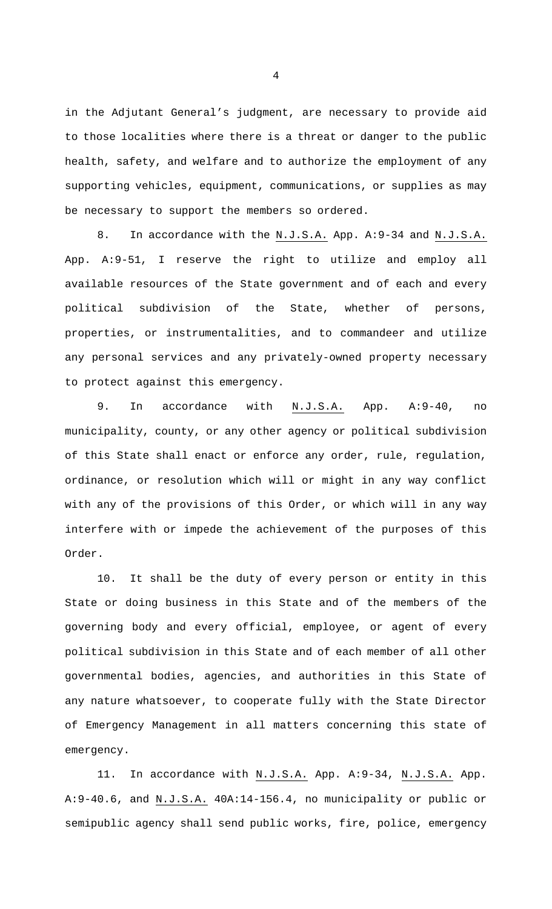in the Adjutant General's judgment, are necessary to provide aid to those localities where there is a threat or danger to the public health, safety, and welfare and to authorize the employment of any supporting vehicles, equipment, communications, or supplies as may be necessary to support the members so ordered.

8. In accordance with the N.J.S.A. App. A:9-34 and N.J.S.A. App. A:9-51, I reserve the right to utilize and employ all available resources of the State government and of each and every political subdivision of the State, whether of persons, properties, or instrumentalities, and to commandeer and utilize any personal services and any privately-owned property necessary to protect against this emergency.

9. In accordance with N.J.S.A. App. A:9-40, no municipality, county, or any other agency or political subdivision of this State shall enact or enforce any order, rule, regulation, ordinance, or resolution which will or might in any way conflict with any of the provisions of this Order, or which will in any way interfere with or impede the achievement of the purposes of this Order.

10. It shall be the duty of every person or entity in this State or doing business in this State and of the members of the governing body and every official, employee, or agent of every political subdivision in this State and of each member of all other governmental bodies, agencies, and authorities in this State of any nature whatsoever, to cooperate fully with the State Director of Emergency Management in all matters concerning this state of emergency.

11. In accordance with N.J.S.A. App. A:9-34, N.J.S.A. App. A:9-40.6, and N.J.S.A. 40A:14-156.4, no municipality or public or semipublic agency shall send public works, fire, police, emergency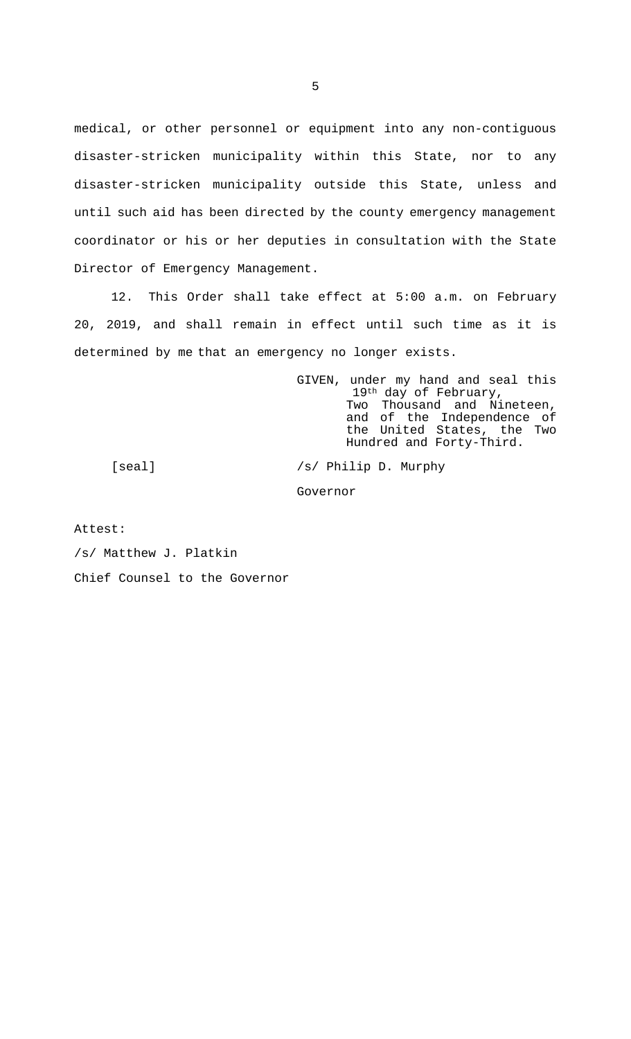medical, or other personnel or equipment into any non-contiguous disaster-stricken municipality within this State, nor to any disaster-stricken municipality outside this State, unless and until such aid has been directed by the county emergency management coordinator or his or her deputies in consultation with the State Director of Emergency Management.

12. This Order shall take effect at 5:00 a.m. on February 20, 2019, and shall remain in effect until such time as it is determined by me that an emergency no longer exists.

GIVEN, under my hand and seal this 19th day of February, Two Thousand and Nineteen, and of the Independence of the United States, the Two Hundred and Forty-Third.

[seal]

/s/ Philip D. Murphy

Governor

Attest:

/s/ Matthew J. Platkin

Chief Counsel to the Governor